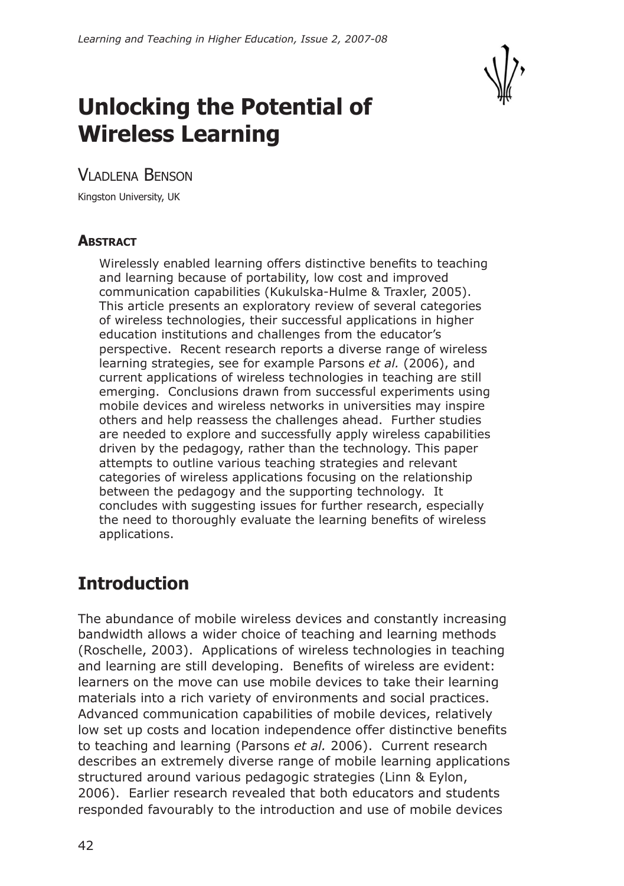# Unlocking the Potential of Wireless Learning

Vladlena Benson

Kingston University, UK

## Abstract

Wirelessly enabled learning offers distinctive benefits to teaching and learning because of portability, low cost and improved communication capabilities (Kukulska-Hulme & Traxler, 2005). This article presents an exploratory review of several categories of wireless technologies, their successful applications in higher education institutions and challenges from the educator's perspective. Recent research reports a diverse range of wireless learning strategies, see for example Parsons *et al.* (2006), and current applications of wireless technologies in teaching are still emerging. Conclusions drawn from successful experiments using mobile devices and wireless networks in universities may inspire others and help reassess the challenges ahead. Further studies are needed to explore and successfully apply wireless capabilities driven by the pedagogy, rather than the technology. This paper attempts to outline various teaching strategies and relevant categories of wireless applications focusing on the relationship between the pedagogy and the supporting technology. It concludes with suggesting issues for further research, especially the need to thoroughly evaluate the learning benefits of wireless applications.

## Introduction

The abundance of mobile wireless devices and constantly increasing bandwidth allows a wider choice of teaching and learning methods (Roschelle, 2003). Applications of wireless technologies in teaching and learning are still developing. Benefits of wireless are evident: learners on the move can use mobile devices to take their learning materials into a rich variety of environments and social practices. Advanced communication capabilities of mobile devices, relatively low set up costs and location independence offer distinctive benefits to teaching and learning (Parsons *et al.* 2006). Current research describes an extremely diverse range of mobile learning applications structured around various pedagogic strategies (Linn & Eylon, 2006). Earlier research revealed that both educators and students responded favourably to the introduction and use of mobile devices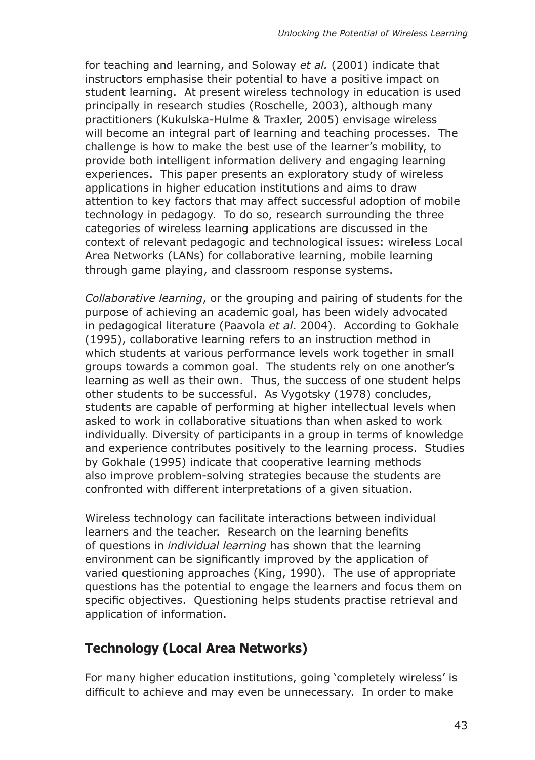for teaching and learning, and Soloway *et al.* (2001) indicate that instructors emphasise their potential to have a positive impact on student learning. At present wireless technology in education is used principally in research studies (Roschelle, 2003), although many practitioners (Kukulska-Hulme & Traxler, 2005) envisage wireless will become an integral part of learning and teaching processes. The challenge is how to make the best use of the learner's mobility, to provide both intelligent information delivery and engaging learning experiences. This paper presents an exploratory study of wireless applications in higher education institutions and aims to draw attention to key factors that may affect successful adoption of mobile technology in pedagogy. To do so, research surrounding the three categories of wireless learning applications are discussed in the context of relevant pedagogic and technological issues: wireless Local Area Networks (LANs) for collaborative learning, mobile learning through game playing, and classroom response systems.

*Collaborative learning*, or the grouping and pairing of students for the purpose of achieving an academic goal, has been widely advocated in pedagogical literature (Paavola *et al*. 2004). According to Gokhale (1995), collaborative learning refers to an instruction method in which students at various performance levels work together in small groups towards a common goal. The students rely on one another's learning as well as their own. Thus, the success of one student helps other students to be successful. As Vygotsky (1978) concludes, students are capable of performing at higher intellectual levels when asked to work in collaborative situations than when asked to work individually. Diversity of participants in a group in terms of knowledge and experience contributes positively to the learning process. Studies by Gokhale (1995) indicate that cooperative learning methods also improve problem-solving strategies because the students are confronted with different interpretations of a given situation.

Wireless technology can facilitate interactions between individual learners and the teacher. Research on the learning benefits of questions in *individual learning* has shown that the learning environment can be significantly improved by the application of varied questioning approaches (King, 1990). The use of appropriate questions has the potential to engage the learners and focus them on specific objectives. Questioning helps students practise retrieval and application of information.

## Technology (Local Area Networks)

For many higher education institutions, going 'completely wireless' is difficult to achieve and may even be unnecessary. In order to make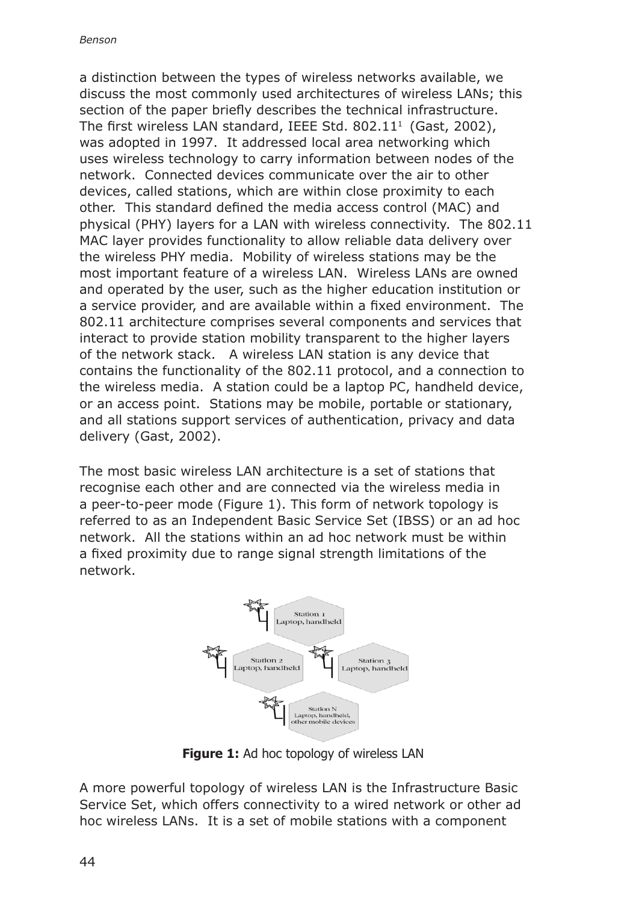a distinction between the types of wireless networks available, we discuss the most commonly used architectures of wireless LANs; this section of the paper briefly describes the technical infrastructure. The first wireless LAN standard, IEEE Std. 802.11[1] (Gast, 2002), was adopted in 1997. It addressed local area networking which uses wireless technology to carry information between nodes of the network. Connected devices communicate over the air to other devices, called stations, which are within close proximity to each other. This standard defined the media access control (MAC) and physical (PHY) layers for a LAN with wireless connectivity. The 802.11 MAC layer provides functionality to allow reliable data delivery over the wireless PHY media. Mobility of wireless stations may be the most important feature of a wireless LAN. Wireless LANs are owned and operated by the user, such as the higher education institution or a service provider, and are available within a fixed environment. The 802.11 architecture comprises several components and services that interact to provide station mobility transparent to the higher layers of the network stack. A wireless LAN station is any device that contains the functionality of the 802.11 protocol, and a connection to the wireless media. A station could be a laptop PC, handheld device, or an access point. Stations may be mobile, portable or stationary, and all stations support services of authentication, privacy and data delivery (Gast, 2002).

The most basic wireless LAN architecture is a set of stations that recognise each other and are connected via the wireless media in a peer-to-peer mode (Figure 1). This form of network topology is referred to as an Independent Basic Service Set (IBSS) or an ad hoc network. All the stations within an ad hoc network must be within a fixed proximity due to range signal strength limitations of the network.

Station 1
Laptop, handheld

Station 2
Laptop, handheld

Station 3
Laptop, handheld

Station N
Laptop, handheld,
other mobile devices

**Figure 1:** Ad hoc topology of wireless LAN

A more powerful topology of wireless LAN is the Infrastructure Basic Service Set, which offers connectivity to a wired network or other ad hoc wireless LANs. It is a set of mobile stations with a component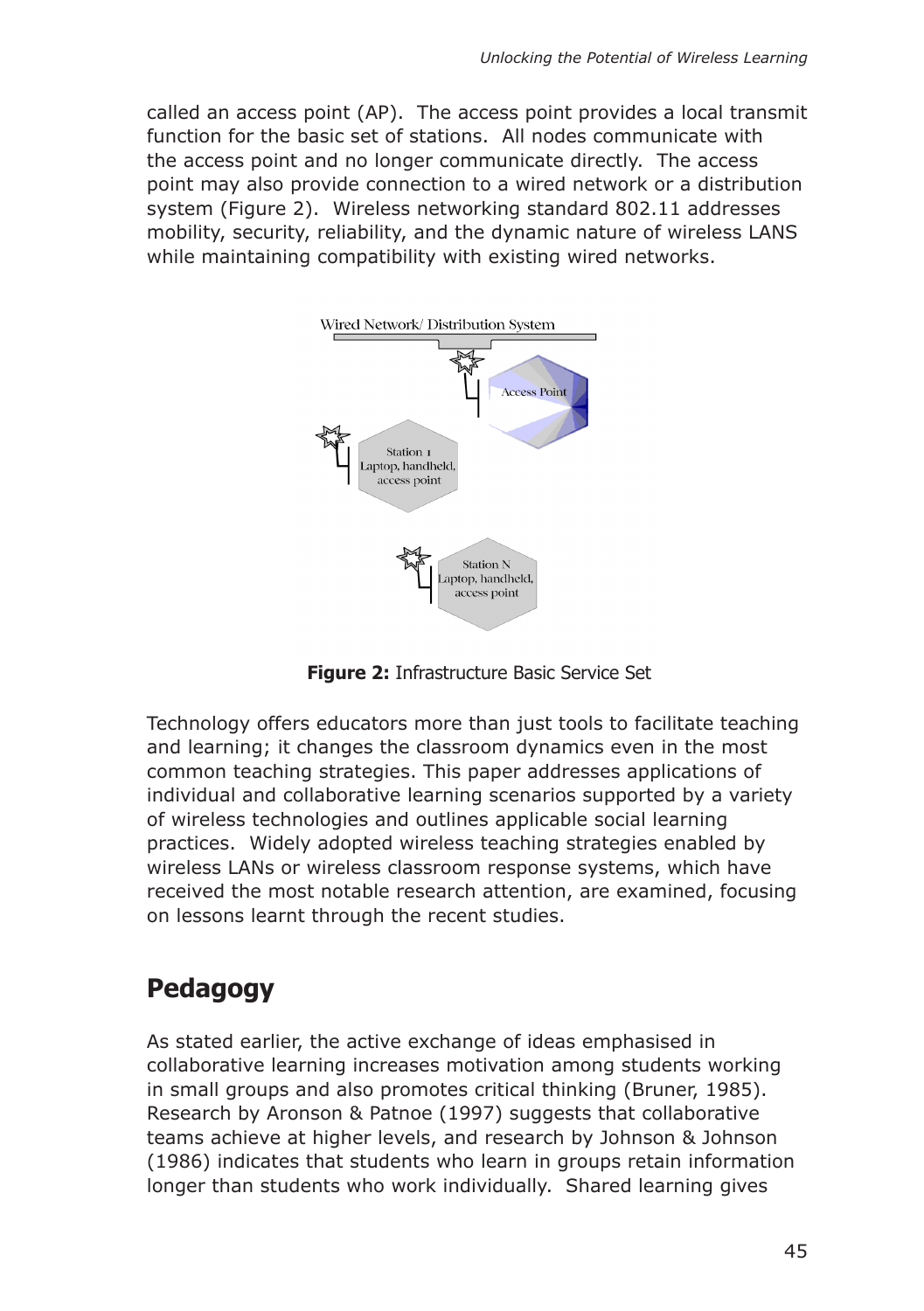called an access point (AP). The access point provides a local transmit function for the basic set of stations. All nodes communicate with the access point and no longer communicate directly. The access point may also provide connection to a wired network or a distribution system (Figure 2). Wireless networking standard 802.11 addresses mobility, security, reliability, and the dynamic nature of wireless LANS while maintaining compatibility with existing wired networks.

Wired Network/ Distribution System

Access Point

Station 1
Laptop, handheld, access point

Station N
Laptop, handheld, access point

**Figure 2:** Infrastructure Basic Service Set

Technology offers educators more than just tools to facilitate teaching and learning; it changes the classroom dynamics even in the most common teaching strategies. This paper addresses applications of individual and collaborative learning scenarios supported by a variety of wireless technologies and outlines applicable social learning practices. Widely adopted wireless teaching strategies enabled by wireless LANs or wireless classroom response systems, which have received the most notable research attention, are examined, focusing on lessons learnt through the recent studies.

## Pedagogy

As stated earlier, the active exchange of ideas emphasised in collaborative learning increases motivation among students working in small groups and also promotes critical thinking (Bruner, 1985). Research by Aronson & Patnoe (1997) suggests that collaborative teams achieve at higher levels, and research by Johnson & Johnson (1986) indicates that students who learn in groups retain information longer than students who work individually. Shared learning gives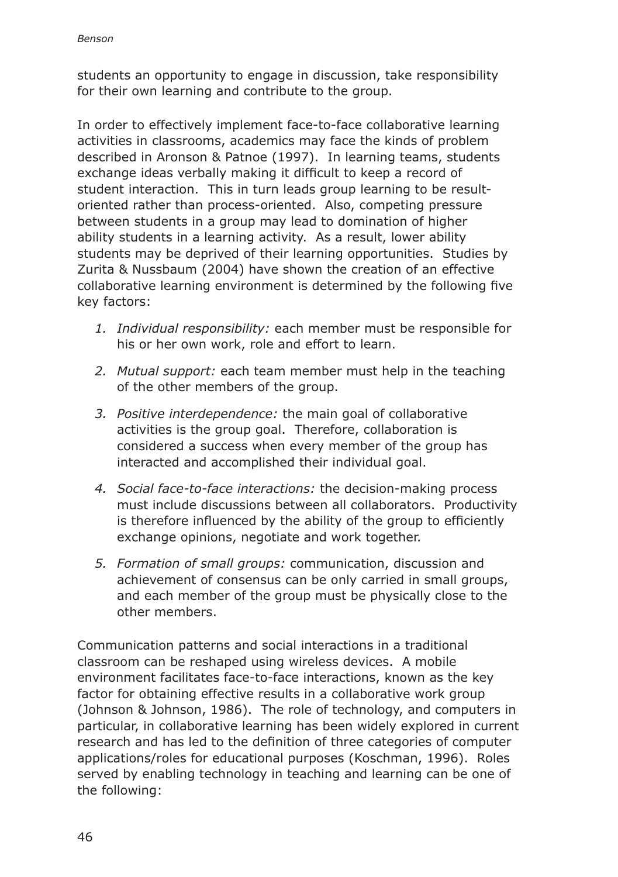students an opportunity to engage in discussion, take responsibility for their own learning and contribute to the group.

In order to effectively implement face-to-face collaborative learning activities in classrooms, academics may face the kinds of problem described in Aronson & Patnoe (1997). In learning teams, students exchange ideas verbally making it difficult to keep a record of student interaction. This in turn leads group learning to be result-oriented rather than process-oriented. Also, competing pressure between students in a group may lead to domination of higher ability students in a learning activity. As a result, lower ability students may be deprived of their learning opportunities. Studies by Zurita & Nussbaum (2004) have shown the creation of an effective collaborative learning environment is determined by the following five key factors:

1. *Individual responsibility:* each member must be responsible for his or her own work, role and effort to learn.
2. *Mutual support:* each team member must help in the teaching of the other members of the group.
3. *Positive interdependence:* the main goal of collaborative activities is the group goal. Therefore, collaboration is considered a success when every member of the group has interacted and accomplished their individual goal.
4. *Social face-to-face interactions:* the decision-making process must include discussions between all collaborators. Productivity is therefore influenced by the ability of the group to efficiently exchange opinions, negotiate and work together.
5. *Formation of small groups:* communication, discussion and achievement of consensus can be only carried in small groups, and each member of the group must be physically close to the other members.

Communication patterns and social interactions in a traditional classroom can be reshaped using wireless devices. A mobile environment facilitates face-to-face interactions, known as the key factor for obtaining effective results in a collaborative work group (Johnson & Johnson, 1986). The role of technology, and computers in particular, in collaborative learning has been widely explored in current research and has led to the definition of three categories of computer applications/roles for educational purposes (Koschman, 1996). Roles served by enabling technology in teaching and learning can be one of the following: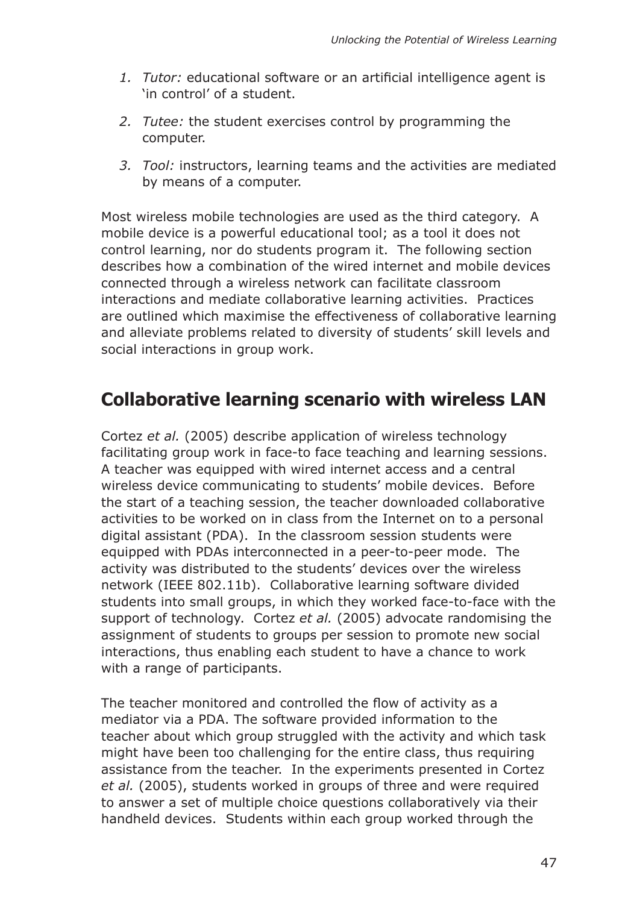1. *Tutor:* educational software or an artificial intelligence agent is 'in control' of a student.
2. *Tutee:* the student exercises control by programming the computer.
3. *Tool:* instructors, learning teams and the activities are mediated by means of a computer.

Most wireless mobile technologies are used as the third category. A mobile device is a powerful educational tool; as a tool it does not control learning, nor do students program it. The following section describes how a combination of the wired internet and mobile devices connected through a wireless network can facilitate classroom interactions and mediate collaborative learning activities. Practices are outlined which maximise the effectiveness of collaborative learning and alleviate problems related to diversity of students' skill levels and social interactions in group work.

## Collaborative learning scenario with wireless LAN

Cortez *et al.* (2005) describe application of wireless technology facilitating group work in face-to face teaching and learning sessions. A teacher was equipped with wired internet access and a central wireless device communicating to students' mobile devices. Before the start of a teaching session, the teacher downloaded collaborative activities to be worked on in class from the Internet on to a personal digital assistant (PDA). In the classroom session students were equipped with PDAs interconnected in a peer-to-peer mode. The activity was distributed to the students' devices over the wireless network (IEEE 802.11b). Collaborative learning software divided students into small groups, in which they worked face-to-face with the support of technology. Cortez *et al.* (2005) advocate randomising the assignment of students to groups per session to promote new social interactions, thus enabling each student to have a chance to work with a range of participants.

The teacher monitored and controlled the flow of activity as a mediator via a PDA. The software provided information to the teacher about which group struggled with the activity and which task might have been too challenging for the entire class, thus requiring assistance from the teacher. In the experiments presented in Cortez *et al.* (2005), students worked in groups of three and were required to answer a set of multiple choice questions collaboratively via their handheld devices. Students within each group worked through the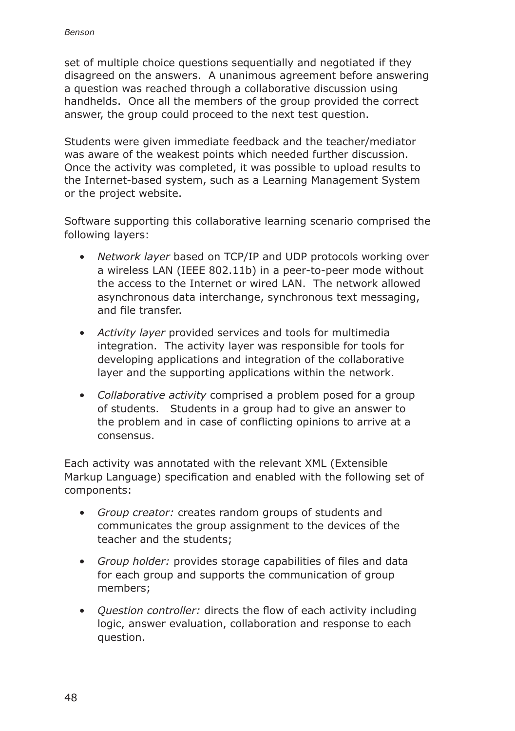set of multiple choice questions sequentially and negotiated if they disagreed on the answers. A unanimous agreement before answering a question was reached through a collaborative discussion using handhelds. Once all the members of the group provided the correct answer, the group could proceed to the next test question.

Students were given immediate feedback and the teacher/mediator was aware of the weakest points which needed further discussion. Once the activity was completed, it was possible to upload results to the Internet-based system, such as a Learning Management System or the project website.

Software supporting this collaborative learning scenario comprised the following layers:

- *Network layer* based on TCP/IP and UDP protocols working over a wireless LAN (IEEE 802.11b) in a peer-to-peer mode without the access to the Internet or wired LAN. The network allowed asynchronous data interchange, synchronous text messaging, and file transfer.
- *Activity layer* provided services and tools for multimedia integration. The activity layer was responsible for tools for developing applications and integration of the collaborative layer and the supporting applications within the network.
- *Collaborative activity* comprised a problem posed for a group of students. Students in a group had to give an answer to the problem and in case of conflicting opinions to arrive at a consensus.

Each activity was annotated with the relevant XML (Extensible Markup Language) specification and enabled with the following set of components:

- *Group creator:* creates random groups of students and communicates the group assignment to the devices of the teacher and the students;
- *Group holder:* provides storage capabilities of files and data for each group and supports the communication of group members;
- *Question controller:* directs the flow of each activity including logic, answer evaluation, collaboration and response to each question.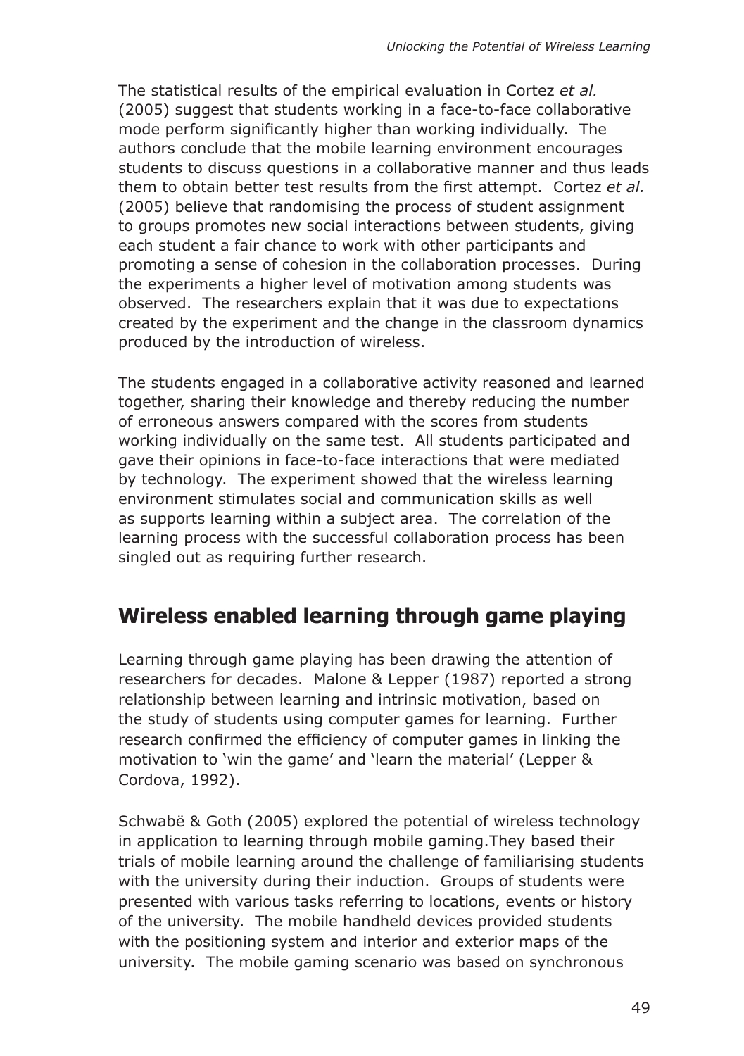The statistical results of the empirical evaluation in Cortez *et al.* (2005) suggest that students working in a face-to-face collaborative mode perform significantly higher than working individually. The authors conclude that the mobile learning environment encourages students to discuss questions in a collaborative manner and thus leads them to obtain better test results from the first attempt. Cortez *et al.* (2005) believe that randomising the process of student assignment to groups promotes new social interactions between students, giving each student a fair chance to work with other participants and promoting a sense of cohesion in the collaboration processes. During the experiments a higher level of motivation among students was observed. The researchers explain that it was due to expectations created by the experiment and the change in the classroom dynamics produced by the introduction of wireless.

The students engaged in a collaborative activity reasoned and learned together, sharing their knowledge and thereby reducing the number of erroneous answers compared with the scores from students working individually on the same test. All students participated and gave their opinions in face-to-face interactions that were mediated by technology. The experiment showed that the wireless learning environment stimulates social and communication skills as well as supports learning within a subject area. The correlation of the learning process with the successful collaboration process has been singled out as requiring further research.

## Wireless enabled learning through game playing

Learning through game playing has been drawing the attention of researchers for decades. Malone & Lepper (1987) reported a strong relationship between learning and intrinsic motivation, based on the study of students using computer games for learning. Further research confirmed the efficiency of computer games in linking the motivation to 'win the game' and 'learn the material' (Lepper & Cordova, 1992).

Schwabë & Goth (2005) explored the potential of wireless technology in application to learning through mobile gaming.They based their trials of mobile learning around the challenge of familiarising students with the university during their induction. Groups of students were presented with various tasks referring to locations, events or history of the university. The mobile handheld devices provided students with the positioning system and interior and exterior maps of the university. The mobile gaming scenario was based on synchronous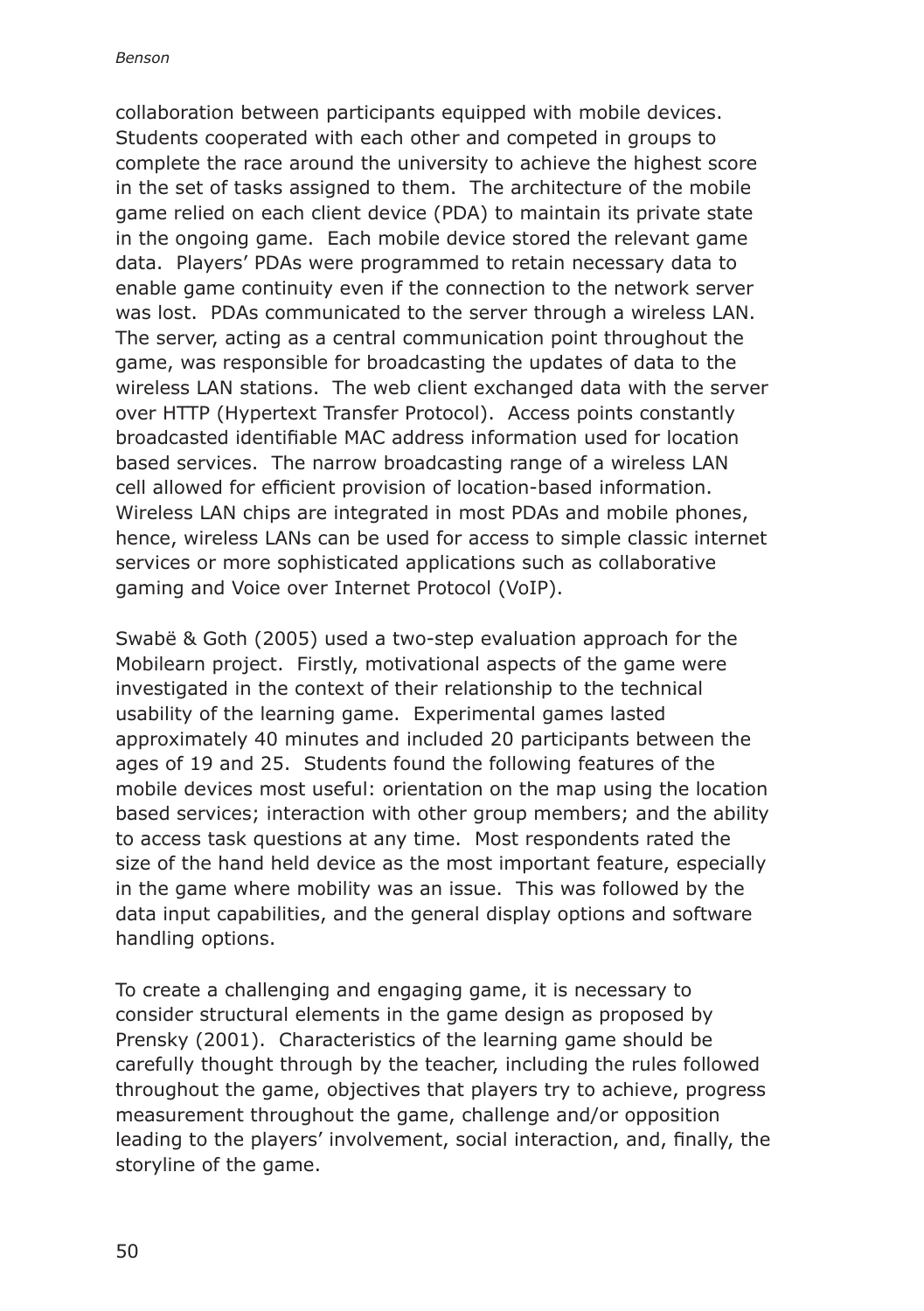collaboration between participants equipped with mobile devices. Students cooperated with each other and competed in groups to complete the race around the university to achieve the highest score in the set of tasks assigned to them. The architecture of the mobile game relied on each client device (PDA) to maintain its private state in the ongoing game. Each mobile device stored the relevant game data. Players' PDAs were programmed to retain necessary data to enable game continuity even if the connection to the network server was lost. PDAs communicated to the server through a wireless LAN. The server, acting as a central communication point throughout the game, was responsible for broadcasting the updates of data to the wireless LAN stations. The web client exchanged data with the server over HTTP (Hypertext Transfer Protocol). Access points constantly broadcasted identifiable MAC address information used for location based services. The narrow broadcasting range of a wireless LAN cell allowed for efficient provision of location-based information. Wireless LAN chips are integrated in most PDAs and mobile phones, hence, wireless LANs can be used for access to simple classic internet services or more sophisticated applications such as collaborative gaming and Voice over Internet Protocol (VoIP).

Swabë & Goth (2005) used a two-step evaluation approach for the Mobilearn project. Firstly, motivational aspects of the game were investigated in the context of their relationship to the technical usability of the learning game. Experimental games lasted approximately 40 minutes and included 20 participants between the ages of 19 and 25. Students found the following features of the mobile devices most useful: orientation on the map using the location based services; interaction with other group members; and the ability to access task questions at any time. Most respondents rated the size of the hand held device as the most important feature, especially in the game where mobility was an issue. This was followed by the data input capabilities, and the general display options and software handling options.

To create a challenging and engaging game, it is necessary to consider structural elements in the game design as proposed by Prensky (2001). Characteristics of the learning game should be carefully thought through by the teacher, including the rules followed throughout the game, objectives that players try to achieve, progress measurement throughout the game, challenge and/or opposition leading to the players' involvement, social interaction, and, finally, the storyline of the game.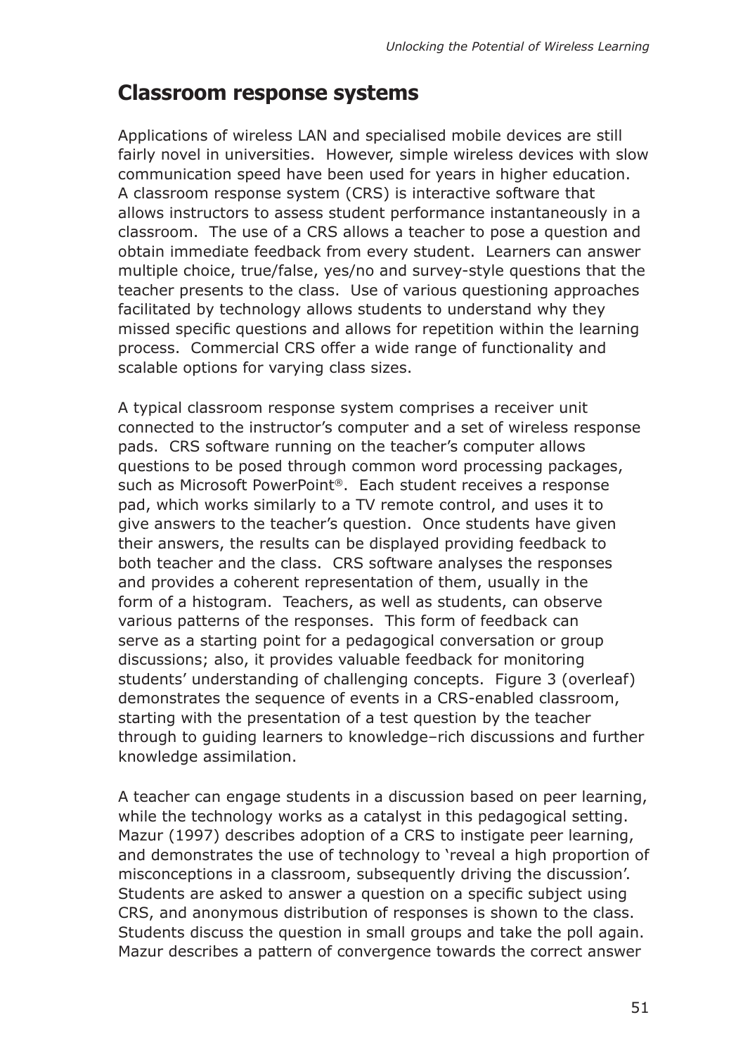## Classroom response systems

Applications of wireless LAN and specialised mobile devices are still fairly novel in universities. However, simple wireless devices with slow communication speed have been used for years in higher education. A classroom response system (CRS) is interactive software that allows instructors to assess student performance instantaneously in a classroom. The use of a CRS allows a teacher to pose a question and obtain immediate feedback from every student. Learners can answer multiple choice, true/false, yes/no and survey-style questions that the teacher presents to the class. Use of various questioning approaches facilitated by technology allows students to understand why they missed specific questions and allows for repetition within the learning process. Commercial CRS offer a wide range of functionality and scalable options for varying class sizes.

A typical classroom response system comprises a receiver unit connected to the instructor's computer and a set of wireless response pads. CRS software running on the teacher's computer allows questions to be posed through common word processing packages, such as Microsoft PowerPoint®. Each student receives a response pad, which works similarly to a TV remote control, and uses it to give answers to the teacher's question. Once students have given their answers, the results can be displayed providing feedback to both teacher and the class. CRS software analyses the responses and provides a coherent representation of them, usually in the form of a histogram. Teachers, as well as students, can observe various patterns of the responses. This form of feedback can serve as a starting point for a pedagogical conversation or group discussions; also, it provides valuable feedback for monitoring students' understanding of challenging concepts. Figure 3 (overleaf) demonstrates the sequence of events in a CRS-enabled classroom, starting with the presentation of a test question by the teacher through to guiding learners to knowledge–rich discussions and further knowledge assimilation.

A teacher can engage students in a discussion based on peer learning, while the technology works as a catalyst in this pedagogical setting. Mazur (1997) describes adoption of a CRS to instigate peer learning, and demonstrates the use of technology to 'reveal a high proportion of misconceptions in a classroom, subsequently driving the discussion'. Students are asked to answer a question on a specific subject using CRS, and anonymous distribution of responses is shown to the class. Students discuss the question in small groups and take the poll again. Mazur describes a pattern of convergence towards the correct answer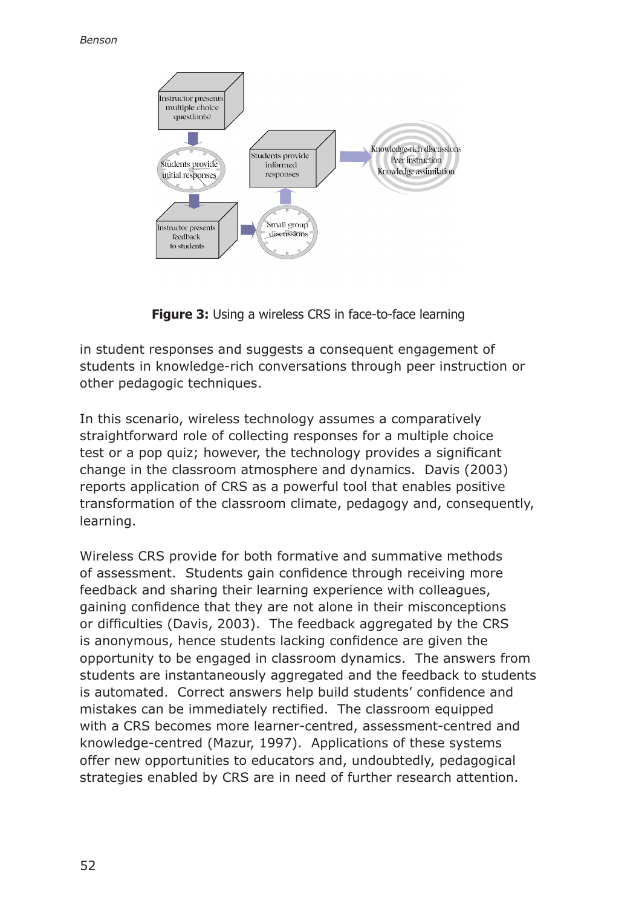Instructor presents multiple choice question(s)

Students provide initial responses

Instructor presents feedback to students

Small group discussions

Students provide informed responses

Knowledge-rich discussions
Peer instruction
Knowledge assimilation

**Figure 3:** Using a wireless CRS in face-to-face learning

in student responses and suggests a consequent engagement of students in knowledge-rich conversations through peer instruction or other pedagogic techniques.

In this scenario, wireless technology assumes a comparatively straightforward role of collecting responses for a multiple choice test or a pop quiz; however, the technology provides a significant change in the classroom atmosphere and dynamics. Davis (2003) reports application of CRS as a powerful tool that enables positive transformation of the classroom climate, pedagogy and, consequently, learning.

Wireless CRS provide for both formative and summative methods of assessment. Students gain confidence through receiving more feedback and sharing their learning experience with colleagues, gaining confidence that they are not alone in their misconceptions or difficulties (Davis, 2003). The feedback aggregated by the CRS is anonymous, hence students lacking confidence are given the opportunity to be engaged in classroom dynamics. The answers from students are instantaneously aggregated and the feedback to students is automated. Correct answers help build students' confidence and mistakes can be immediately rectified. The classroom equipped with a CRS becomes more learner-centred, assessment-centred and knowledge-centred (Mazur, 1997). Applications of these systems offer new opportunities to educators and, undoubtedly, pedagogical strategies enabled by CRS are in need of further research attention.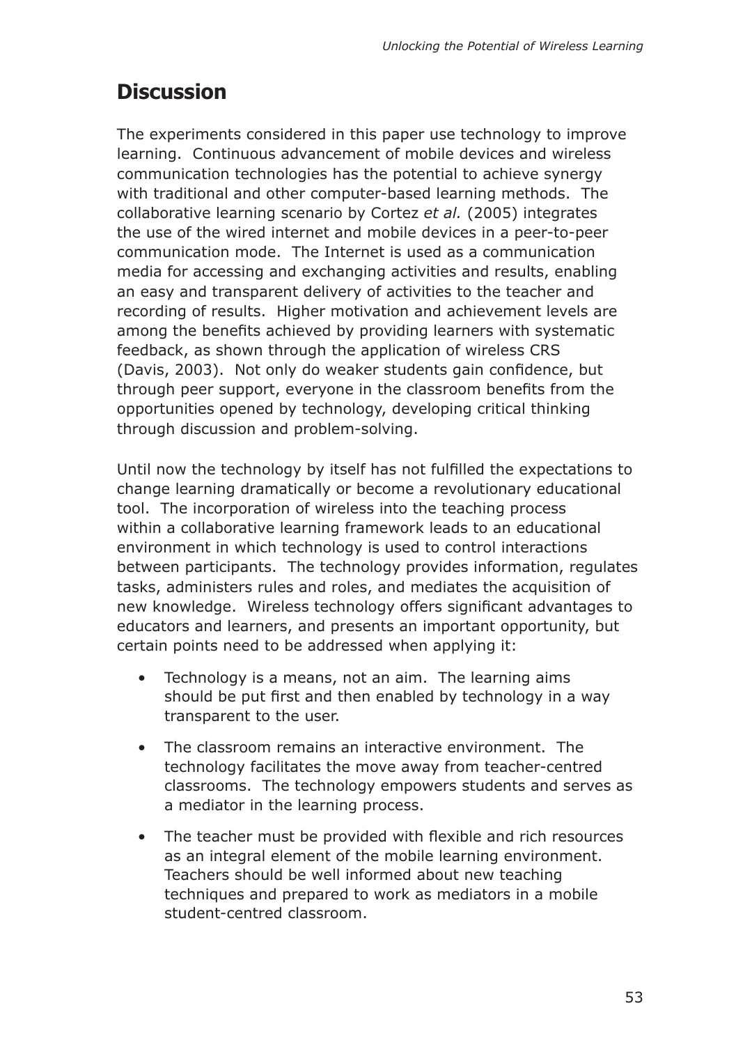## Discussion

The experiments considered in this paper use technology to improve learning. Continuous advancement of mobile devices and wireless communication technologies has the potential to achieve synergy with traditional and other computer-based learning methods. The collaborative learning scenario by Cortez *et al.* (2005) integrates the use of the wired internet and mobile devices in a peer-to-peer communication mode. The Internet is used as a communication media for accessing and exchanging activities and results, enabling an easy and transparent delivery of activities to the teacher and recording of results. Higher motivation and achievement levels are among the benefits achieved by providing learners with systematic feedback, as shown through the application of wireless CRS (Davis, 2003). Not only do weaker students gain confidence, but through peer support, everyone in the classroom benefits from the opportunities opened by technology, developing critical thinking through discussion and problem-solving.

Until now the technology by itself has not fulfilled the expectations to change learning dramatically or become a revolutionary educational tool. The incorporation of wireless into the teaching process within a collaborative learning framework leads to an educational environment in which technology is used to control interactions between participants. The technology provides information, regulates tasks, administers rules and roles, and mediates the acquisition of new knowledge. Wireless technology offers significant advantages to educators and learners, and presents an important opportunity, but certain points need to be addressed when applying it:

- Technology is a means, not an aim. The learning aims should be put first and then enabled by technology in a way transparent to the user.
- The classroom remains an interactive environment. The technology facilitates the move away from teacher-centred classrooms. The technology empowers students and serves as a mediator in the learning process.
- The teacher must be provided with flexible and rich resources as an integral element of the mobile learning environment. Teachers should be well informed about new teaching techniques and prepared to work as mediators in a mobile student-centred classroom.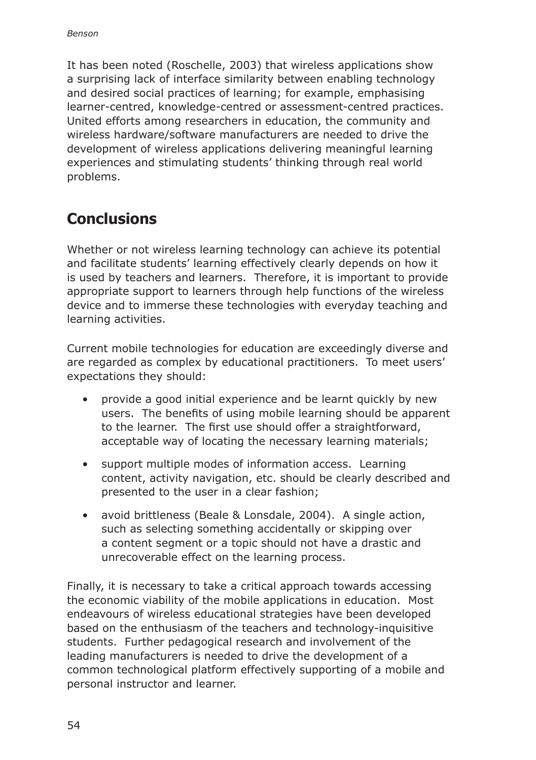It has been noted (Roschelle, 2003) that wireless applications show a surprising lack of interface similarity between enabling technology and desired social practices of learning; for example, emphasising learner-centred, knowledge-centred or assessment-centred practices. United efforts among researchers in education, the community and wireless hardware/software manufacturers are needed to drive the development of wireless applications delivering meaningful learning experiences and stimulating students' thinking through real world problems.

## Conclusions

Whether or not wireless learning technology can achieve its potential and facilitate students' learning effectively clearly depends on how it is used by teachers and learners. Therefore, it is important to provide appropriate support to learners through help functions of the wireless device and to immerse these technologies with everyday teaching and learning activities.

Current mobile technologies for education are exceedingly diverse and are regarded as complex by educational practitioners. To meet users' expectations they should:

- provide a good initial experience and be learnt quickly by new users. The benefits of using mobile learning should be apparent to the learner. The first use should offer a straightforward, acceptable way of locating the necessary learning materials;
- support multiple modes of information access. Learning content, activity navigation, etc. should be clearly described and presented to the user in a clear fashion;
- avoid brittleness (Beale & Lonsdale, 2004). A single action, such as selecting something accidentally or skipping over a content segment or a topic should not have a drastic and unrecoverable effect on the learning process.

Finally, it is necessary to take a critical approach towards accessing the economic viability of the mobile applications in education. Most endeavours of wireless educational strategies have been developed based on the enthusiasm of the teachers and technology-inquisitive students. Further pedagogical research and involvement of the leading manufacturers is needed to drive the development of a common technological platform effectively supporting of a mobile and personal instructor and learner.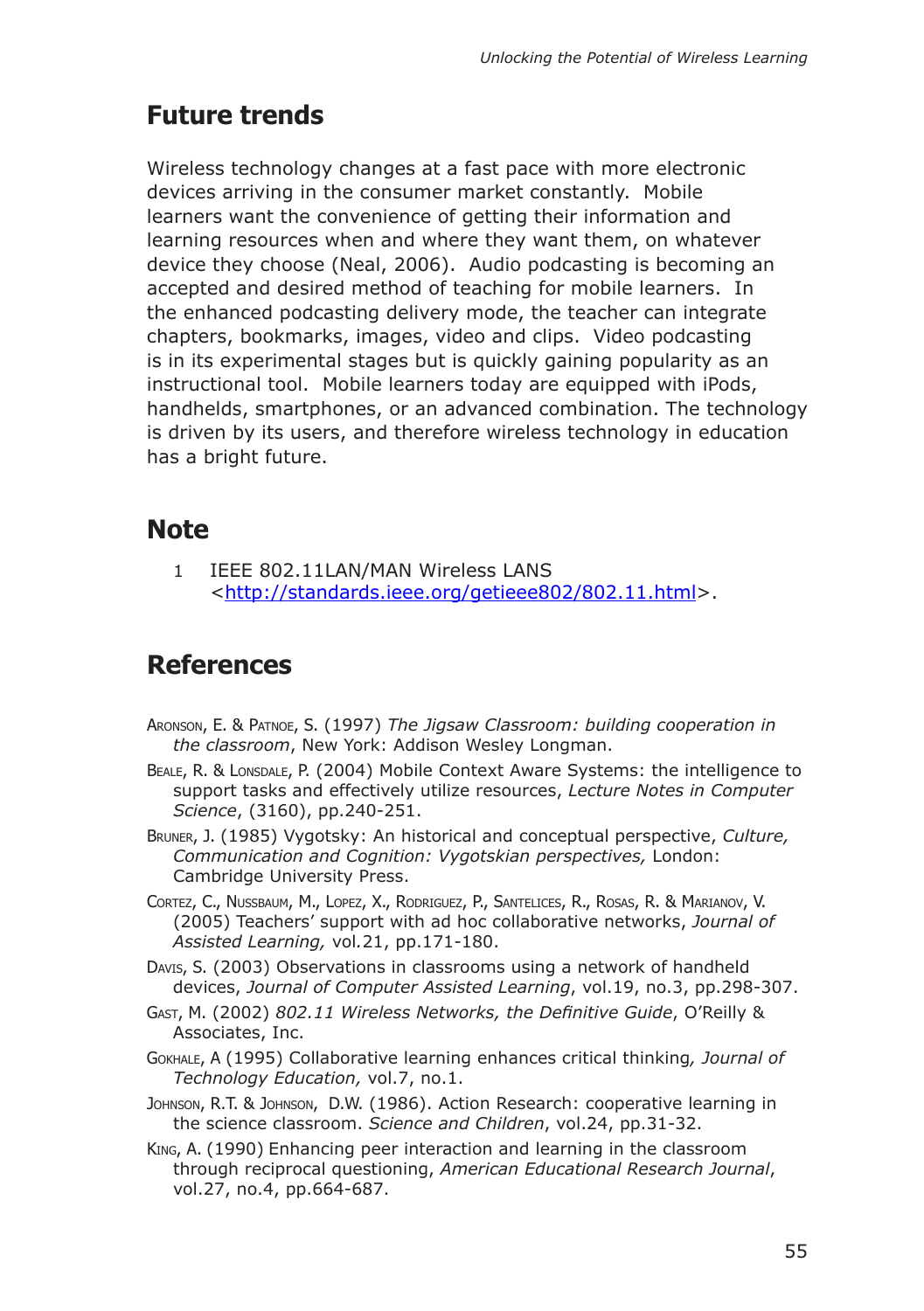## Future trends

Wireless technology changes at a fast pace with more electronic devices arriving in the consumer market constantly. Mobile learners want the convenience of getting their information and learning resources when and where they want them, on whatever device they choose (Neal, 2006). Audio podcasting is becoming an accepted and desired method of teaching for mobile learners. In the enhanced podcasting delivery mode, the teacher can integrate chapters, bookmarks, images, video and clips. Video podcasting is in its experimental stages but is quickly gaining popularity as an instructional tool. Mobile learners today are equipped with iPods, handhelds, smartphones, or an advanced combination. The technology is driven by its users, and therefore wireless technology in education has a bright future.

## Note

1 IEEE 802.11LAN/MAN Wireless LANS <http://standards.ieee.org/getieee802/802.11.html>.

## References

Aronson, E. & Patnoe, S. (1997) *The Jigsaw Classroom: building cooperation in the classroom*, New York: Addison Wesley Longman.

Beale, R. & Lonsdale, P. (2004) Mobile Context Aware Systems: the intelligence to support tasks and effectively utilize resources, *Lecture Notes in Computer Science*, (3160), pp.240-251.

Bruner, J. (1985) Vygotsky: An historical and conceptual perspective, *Culture, Communication and Cognition: Vygotskian perspectives,* London: Cambridge University Press.

Cortez, C., Nussbaum, M., Lopez, X., Rodriguez, P., Santelices, R., Rosas, R. & Marianov, V. (2005) Teachers' support with ad hoc collaborative networks, *Journal of Assisted Learning,* vol.21, pp.171-180.

Davis, S. (2003) Observations in classrooms using a network of handheld devices, *Journal of Computer Assisted Learning*, vol.19, no.3, pp.298-307.

Gast, M. (2002) *802.11 Wireless Networks, the Definitive Guide*, O'Reilly & Associates, Inc.

Gokhale, A (1995) Collaborative learning enhances critical thinking*, Journal of Technology Education,* vol.7, no.1.

Johnson, R.T. & Johnson, D.W. (1986). Action Research: cooperative learning in the science classroom. *Science and Children*, vol.24, pp.31-32.

King, A. (1990) Enhancing peer interaction and learning in the classroom through reciprocal questioning, *American Educational Research Journal*, vol.27, no.4, pp.664-687.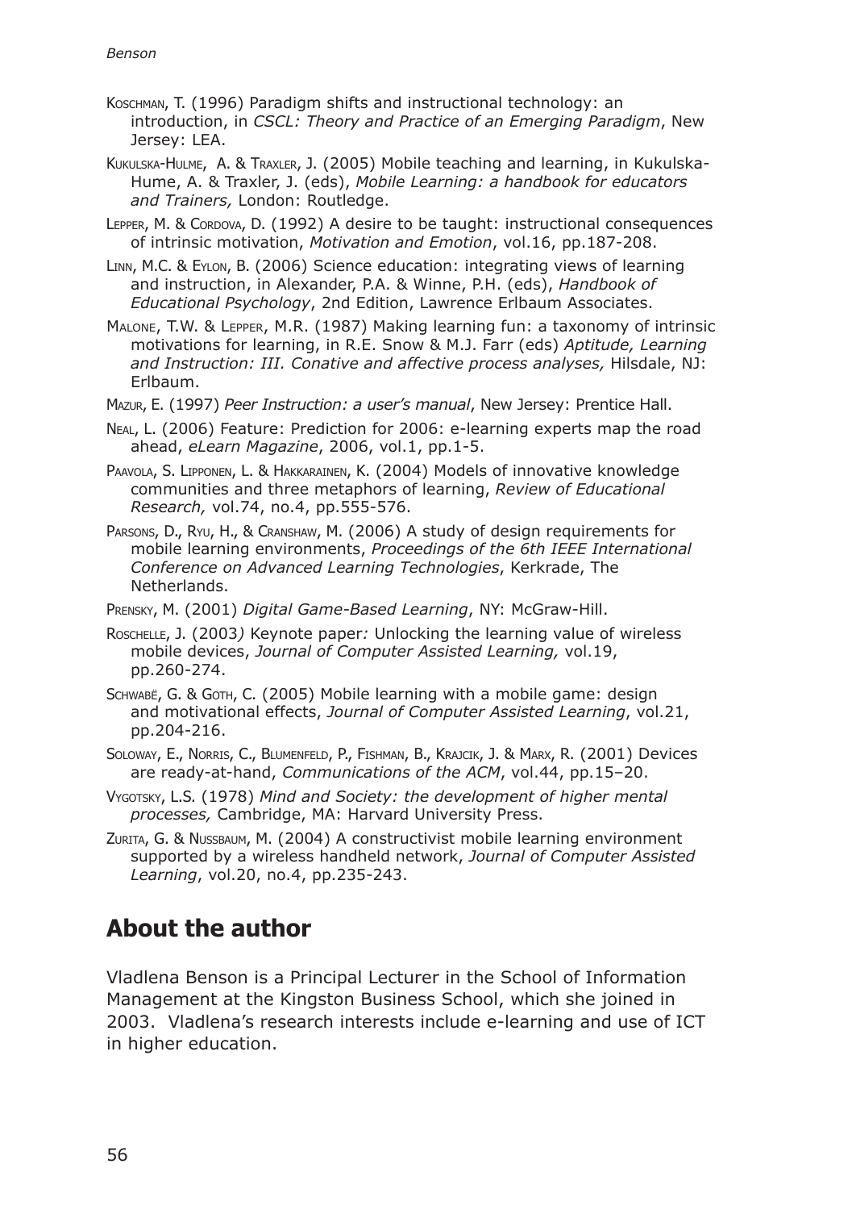Koschman, T. (1996) Paradigm shifts and instructional technology: an introduction, in *CSCL: Theory and Practice of an Emerging Paradigm*, New Jersey: LEA.

Kukulska-Hulme, A. & Traxler, J. (2005) Mobile teaching and learning, in Kukulska-Hume, A. & Traxler, J. (eds), *Mobile Learning: a handbook for educators and Trainers,* London: Routledge.

Lepper, M. & Cordova, D. (1992) A desire to be taught: instructional consequences of intrinsic motivation, *Motivation and Emotion*, vol.16, pp.187-208.

Linn, M.C. & Eylon, B. (2006) Science education: integrating views of learning and instruction, in Alexander, P.A. & Winne, P.H. (eds), *Handbook of Educational Psychology*, 2nd Edition, Lawrence Erlbaum Associates.

Malone, T.W. & Lepper, M.R. (1987) Making learning fun: a taxonomy of intrinsic motivations for learning, in R.E. Snow & M.J. Farr (eds) *Aptitude, Learning and Instruction: III. Conative and affective process analyses,* Hilsdale, NJ: Erlbaum.

Mazur, E. (1997) *Peer Instruction: a user's manual*, New Jersey: Prentice Hall.

Neal, L. (2006) Feature: Prediction for 2006: e-learning experts map the road ahead, *eLearn Magazine*, 2006, vol.1, pp.1-5.

Paavola, S. Lipponen, L. & Hakkarainen, K. (2004) Models of innovative knowledge communities and three metaphors of learning, *Review of Educational Research,* vol.74, no.4, pp.555-576.

Parsons, D., Ryu, H., & Cranshaw, M. (2006) A study of design requirements for mobile learning environments, *Proceedings of the 6th IEEE International Conference on Advanced Learning Technologies*, Kerkrade, The Netherlands.

Prensky, M. (2001) *Digital Game-Based Learning*, NY: McGraw-Hill.

Roschelle, J. (2003) Keynote paper: Unlocking the learning value of wireless mobile devices, *Journal of Computer Assisted Learning,* vol.19, pp.260-274.

Schwabë, G. & Goth, C. (2005) Mobile learning with a mobile game: design and motivational effects, *Journal of Computer Assisted Learning*, vol.21, pp.204-216.

Soloway, E., Norris, C., Blumenfeld, P., Fishman, B., Krajcik, J. & Marx, R. (2001) Devices are ready-at-hand, *Communications of the ACM*, vol.44, pp.15–20.

Vygotsky, L.S. (1978) *Mind and Society: the development of higher mental processes,* Cambridge, MA: Harvard University Press.

Zurita, G. & Nussbaum, M. (2004) A constructivist mobile learning environment supported by a wireless handheld network, *Journal of Computer Assisted Learning*, vol.20, no.4, pp.235-243.

## About the author

Vladlena Benson is a Principal Lecturer in the School of Information Management at the Kingston Business School, which she joined in 2003. Vladlena's research interests include e-learning and use of ICT in higher education.